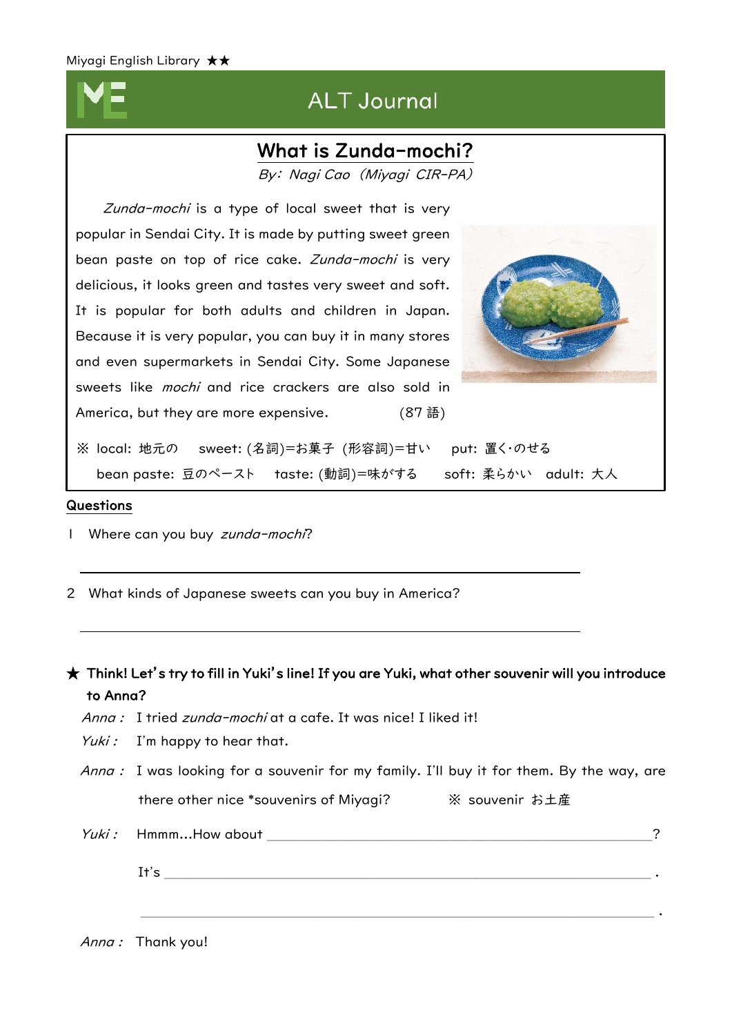Miyagi English Library ★★

# ALT Journal

## What is Zunda-mochi?

*By: Nagi Cao（Miyagi CIR-PA）*

*Zunda-mochi* is a type of local sweet that is very popular in Sendai City. It is made by putting sweet green bean paste on top of rice cake. *Zunda-mochi* is very delicious, it looks green and tastes very sweet and soft. It is popular for both adults and children in Japan. Because it is very popular, you can buy it in many stores and even supermarkets in Sendai City. Some Japanese sweets like *mochi* and rice crackers are also sold in America, but they are more expensive. (87 語)

※ local: 地元の　sweet: (名詞)=お菓子 (形容詞)=甘い　put: 置く･のせる
bean paste: 豆のペースト　taste: (動詞)=味がする　soft: 柔らかい　adult: 大人

## Questions

1 Where can you buy *zunda-mochi*?

______________________________

2 What kinds of Japanese sweets can you buy in America?

______________________________

★ **Think! Let's try to fill in Yuki's line! If you are Yuki, what other souvenir will you introduce to Anna?**

*Anna :* I tried *zunda-mochi* at a cafe. It was nice! I liked it!

*Yuki :* I'm happy to hear that.

*Anna :* I was looking for a souvenir for my family. I'll buy it for them. By the way, are there other nice *souvenirs of Miyagi?　※ souvenir お土産

*Yuki :* Hmmm…How about ______________________________?

It's ______________________________.

______________________________.

*Anna :* Thank you!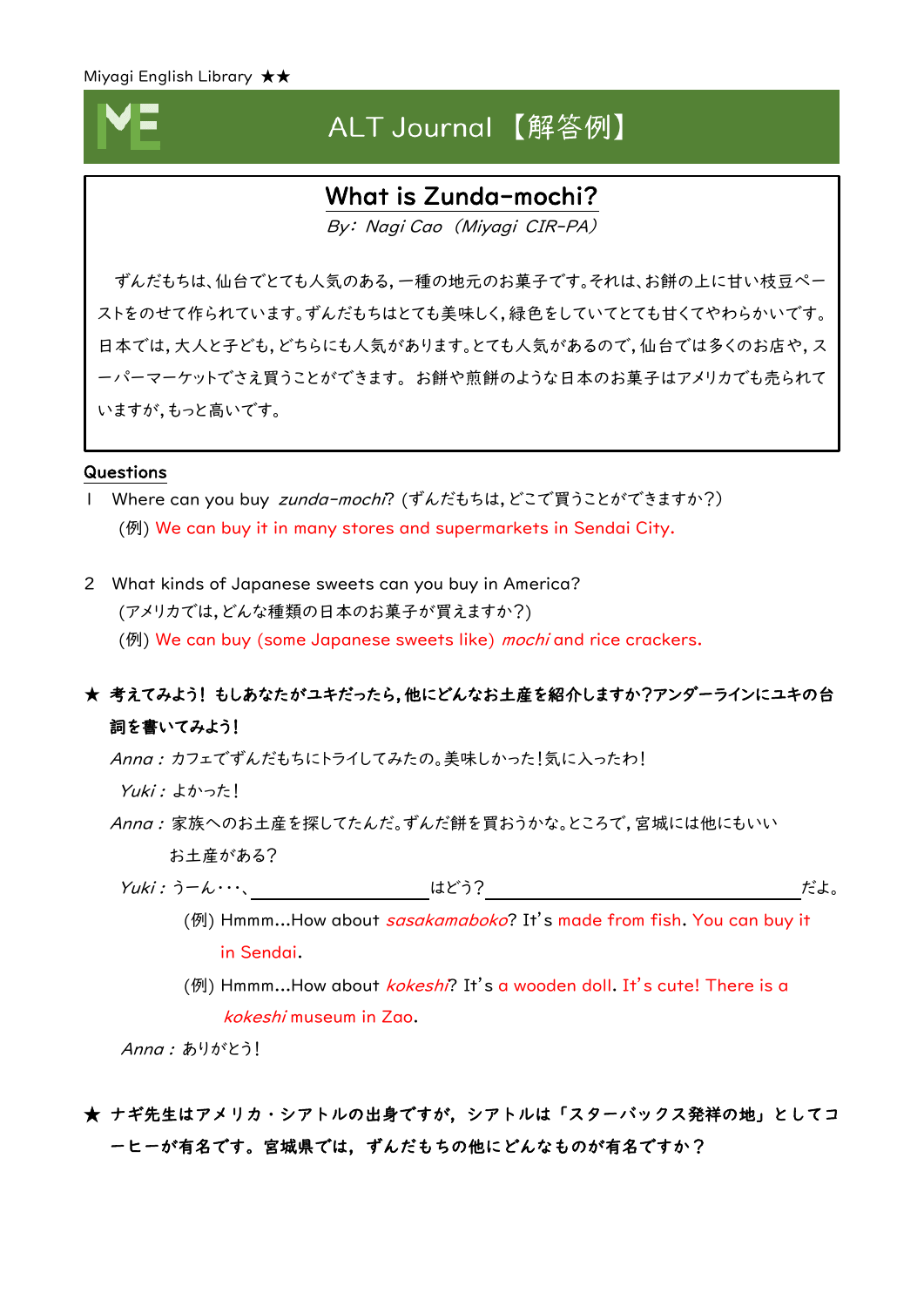Miyagi English Library ★★

# ALT Journal 【解答例】

## What is Zunda-mochi?

*By: Nagi Cao（Miyagi CIR-PA）*

ずんだもちは、仙台でとても人気のある，一種の地元のお菓子です。それは、お餅の上に甘い枝豆ペーストをのせて作られています。ずんだもちはとても美味しく，緑色をしていてとても甘くてやわらかいです。日本では，大人と子ども，どちらにも人気があります。とても人気があるので，仙台では多くのお店や，スーパーマーケットでさえ買うことができます。 お餅や煎餅のような日本のお菓子はアメリカでも売られていますが，もっと高いです。

**Questions**

1 Where can you buy *zunda-mochi*? (ずんだもちは，どこで買うことができますか?)
(例) We can buy it in many stores and supermarkets in Sendai City.

2 What kinds of Japanese sweets can you buy in America?
(アメリカでは，どんな種類の日本のお菓子が買えますか?)
(例) We can buy (some Japanese sweets like) *mochi* and rice crackers.

**★ 考えてみよう! もしあなたがユキだったら，他にどんなお土産を紹介しますか?アンダーラインにユキの台詞を書いてみよう!**

*Anna*：カフェでずんだもちにトライしてみたの。美味しかった!気に入ったわ!

*Yuki*：よかった!

*Anna*：家族へのお土産を探してたんだ。ずんだ餅を買おうかな。ところで，宮城には他にもいいお土産がある?

*Yuki*：うーん･･･、\_\_\_\_\_\_\_\_\_\_\_\_\_\_\_\_はどう?\_\_\_\_\_\_\_\_\_\_\_\_\_\_\_\_\_\_\_\_\_\_\_\_\_\_だよ。

(例) Hmmm...How about *sasakamaboko*? It's made from fish. You can buy it in Sendai.

(例) Hmmm...How about *kokeshi*? It's a wooden doll. It's cute! There is a *kokeshi* museum in Zao.

*Anna*：ありがとう!

**★ ナギ先生はアメリカ・シアトルの出身ですが，シアトルは「スターバックス発祥の地」としてコーヒーが有名です。宮城県では，ずんだもちの他にどんなものが有名ですか?**